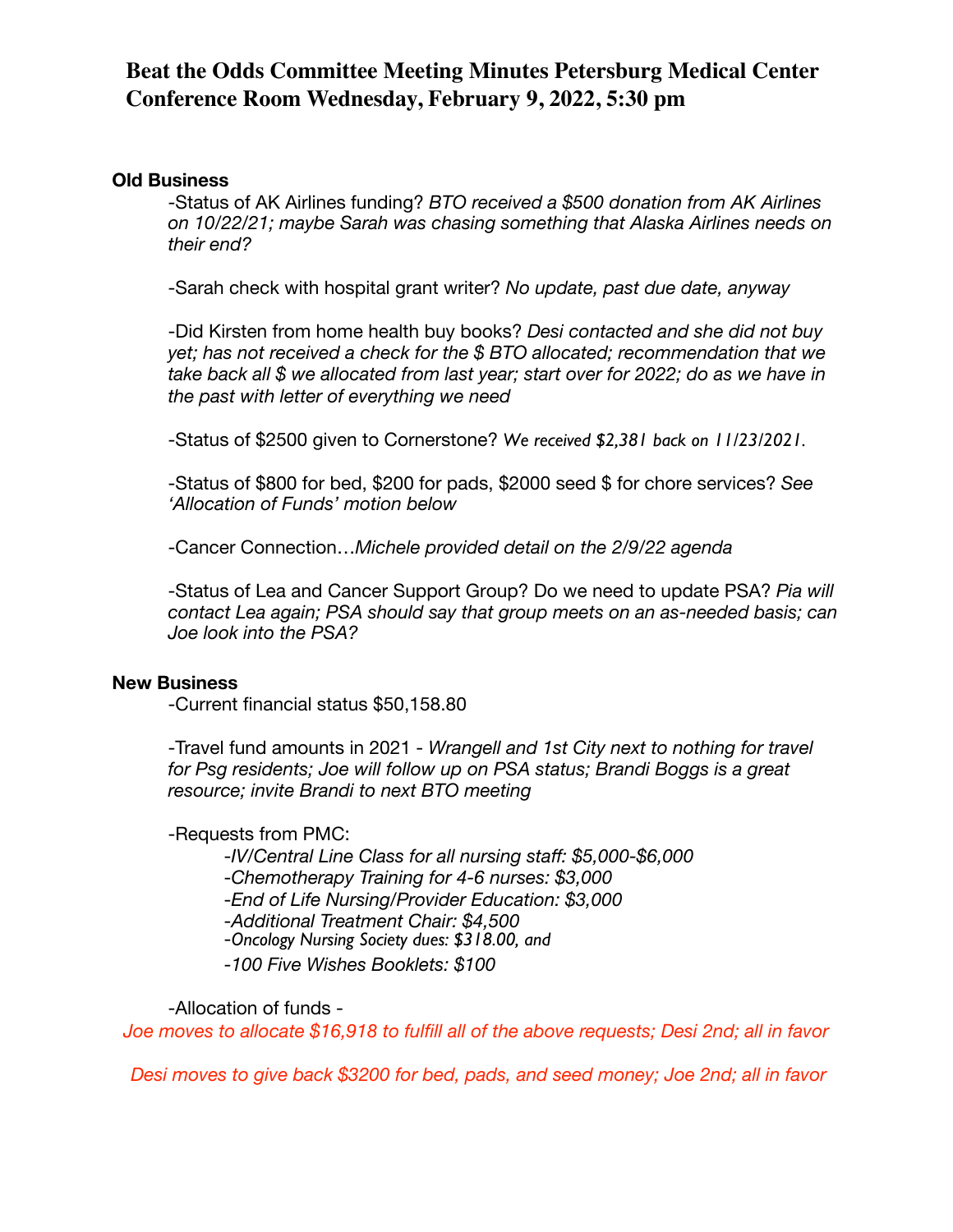# Beat the Odds Committee Meeting Minutes Petersburg Medical Center Conference Room Wednesday, February 9, 2022, 5:30 pm

## Old Business

-Status of AK Airlines funding? *BTO received a $500 donation from AK Airlines on 10/22/21; maybe Sarah was chasing something that Alaska Airlines needs on their end?*

-Sarah check with hospital grant writer? *No update, past due date, anyway*

-Did Kirsten from home health buy books? *Desi contacted and she did not buy yet; has not received a check for the $ BTO allocated; recommendation that we take back all $ we allocated from last year; start over for 2022; do as we have in the past with letter of everything we need*

-Status of $2500 given to Cornerstone? *We received $2,381 back on 11/23/2021.*

-Status of $800 for bed, $200 for pads, $2000 seed $ for chore services? *See 'Allocation of Funds' motion below*

-Cancer Connection…*Michele provided detail on the 2/9/22 agenda*

-Status of Lea and Cancer Support Group? Do we need to update PSA? *Pia will contact Lea again; PSA should say that group meets on an as-needed basis; can Joe look into the PSA?*

## New Business

-Current financial status $50,158.80

-Travel fund amounts in 2021 - *Wrangell and 1st City next to nothing for travel for Psg residents; Joe will follow up on PSA status; Brandi Boggs is a great resource; invite Brandi to next BTO meeting*

-Requests from PMC:

- *-IV/Central Line Class for all nursing staff: $5,000-$6,000*
- *-Chemotherapy Training for 4-6 nurses: $3,000*
- *-End of Life Nursing/Provider Education: $3,000*
- *-Additional Treatment Chair: $4,500*
- *-Oncology Nursing Society dues: $318.00, and*
- *-100 Five Wishes Booklets: $100*

-Allocation of funds -

*Joe moves to allocate $16,918 to fulfill all of the above requests; Desi 2nd; all in favor*

*Desi moves to give back $3200 for bed, pads, and seed money; Joe 2nd; all in favor*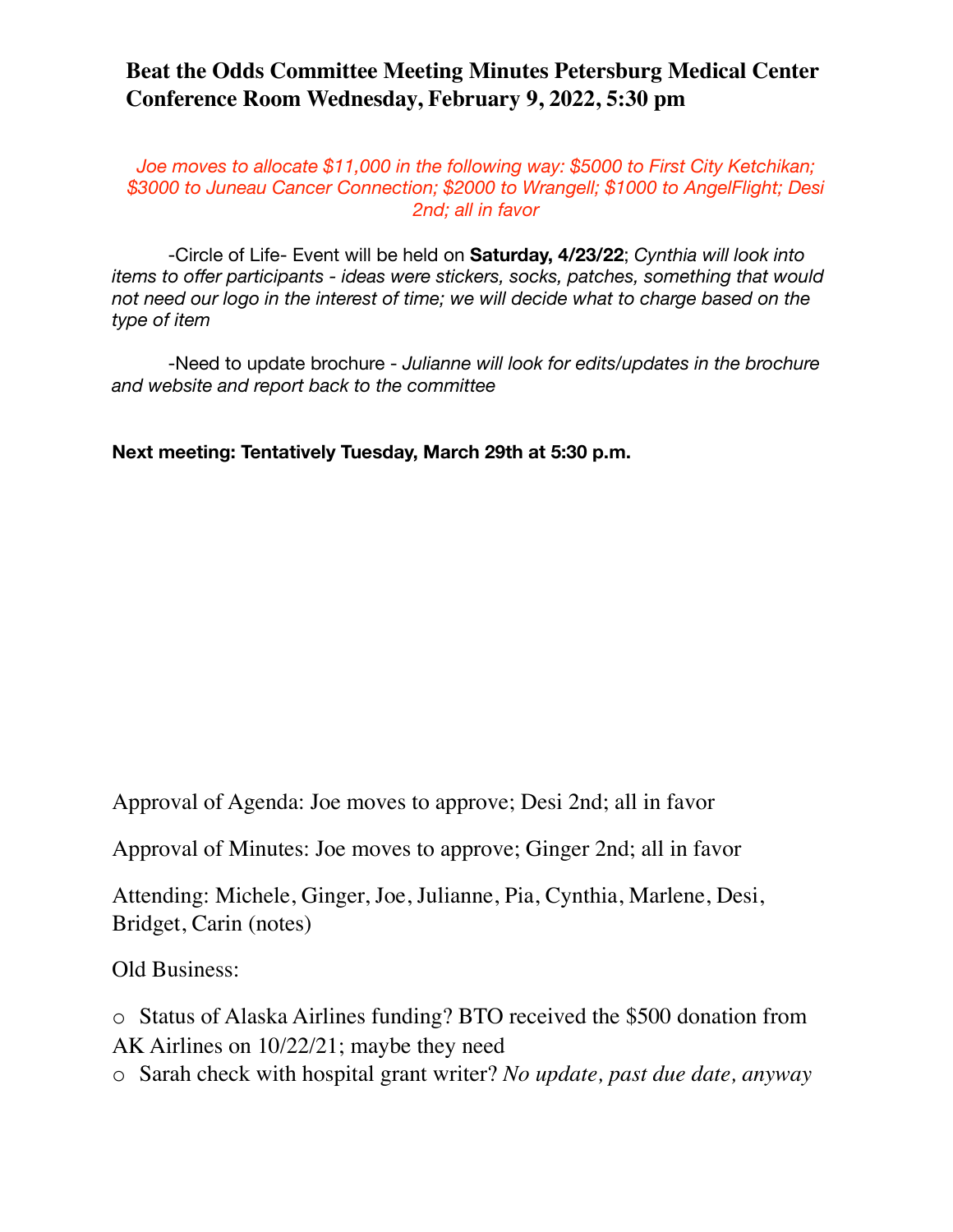## Beat the Odds Committee Meeting Minutes Petersburg Medical Center Conference Room Wednesday, February 9, 2022, 5:30 pm

*Joe moves to allocate $11,000 in the following way: $5000 to First City Ketchikan; $3000 to Juneau Cancer Connection; $2000 to Wrangell; $1000 to AngelFlight; Desi 2nd; all in favor*

-Circle of Life- Event will be held on **Saturday, 4/23/22**; *Cynthia will look into items to offer participants - ideas were stickers, socks, patches, something that would not need our logo in the interest of time; we will decide what to charge based on the type of item*

-Need to update brochure - *Julianne will look for edits/updates in the brochure and website and report back to the committee*

**Next meeting: Tentatively Tuesday, March 29th at 5:30 p.m.**

Approval of Agenda: Joe moves to approve; Desi 2nd; all in favor

Approval of Minutes: Joe moves to approve; Ginger 2nd; all in favor

Attending: Michele, Ginger, Joe, Julianne, Pia, Cynthia, Marlene, Desi, Bridget, Carin (notes)

Old Business:

- Status of Alaska Airlines funding? BTO received the $500 donation from AK Airlines on 10/22/21; maybe they need
- Sarah check with hospital grant writer? *No update, past due date, anyway*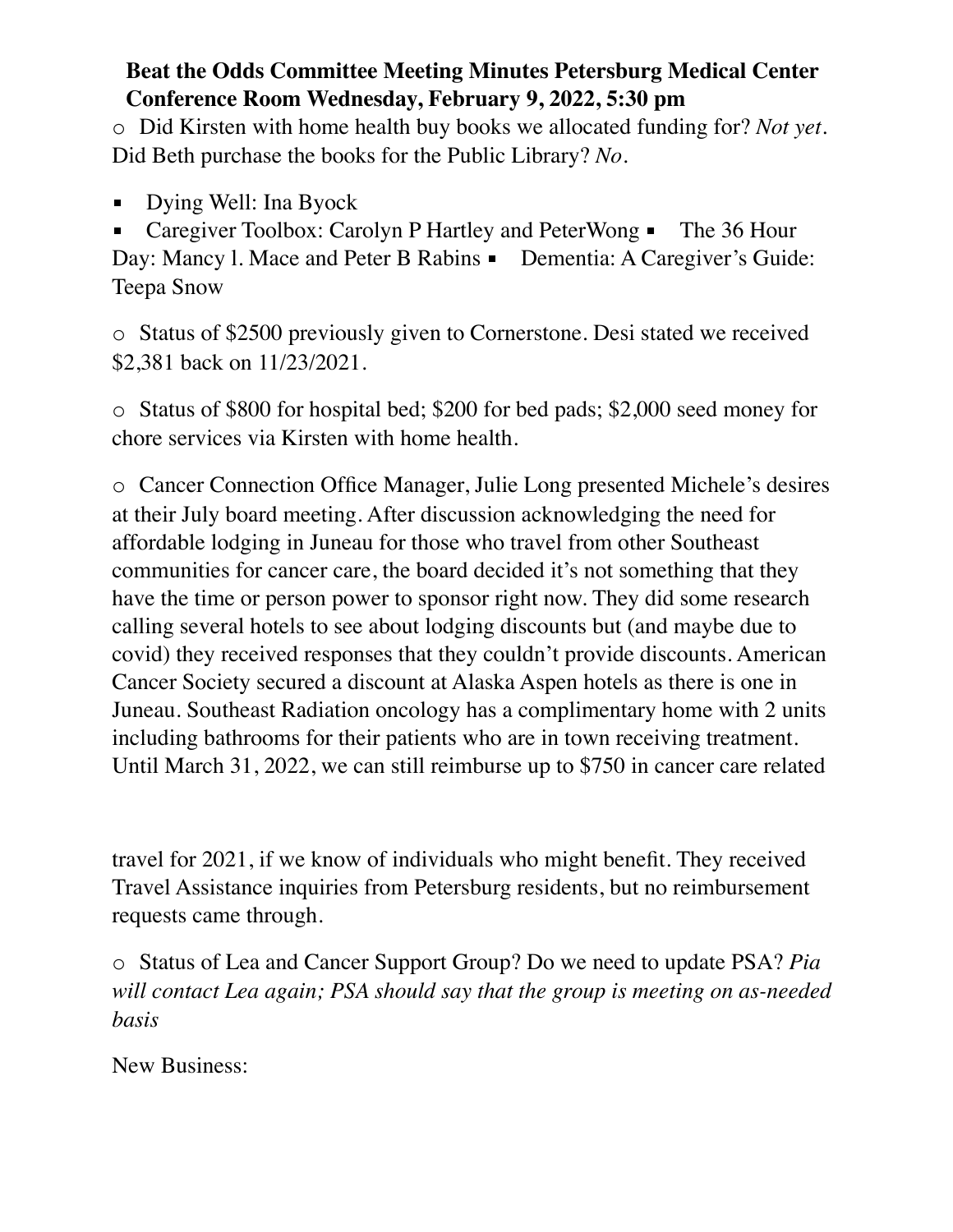**Beat the Odds Committee Meeting Minutes Petersburg Medical Center Conference Room Wednesday, February 9, 2022, 5:30 pm**

- Did Kirsten with home health buy books we allocated funding for? *Not yet*. Did Beth purchase the books for the Public Library? *No*.

  - Dying Well: Ina Byock
  - Caregiver Toolbox: Carolyn P Hartley and PeterWong
  - The 36 Hour Day: Mancy l. Mace and Peter B Rabins
  - Dementia: A Caregiver's Guide: Teepa Snow

- Status of $2500 previously given to Cornerstone. Desi stated we received $2,381 back on 11/23/2021.

- Status of $800 for hospital bed; $200 for bed pads; $2,000 seed money for chore services via Kirsten with home health.

- Cancer Connection Office Manager, Julie Long presented Michele's desires at their July board meeting. After discussion acknowledging the need for affordable lodging in Juneau for those who travel from other Southeast communities for cancer care, the board decided it's not something that they have the time or person power to sponsor right now. They did some research calling several hotels to see about lodging discounts but (and maybe due to covid) they received responses that they couldn't provide discounts. American Cancer Society secured a discount at Alaska Aspen hotels as there is one in Juneau. Southeast Radiation oncology has a complimentary home with 2 units including bathrooms for their patients who are in town receiving treatment. Until March 31, 2022, we can still reimburse up to $750 in cancer care related travel for 2021, if we know of individuals who might benefit. They received Travel Assistance inquiries from Petersburg residents, but no reimbursement requests came through.

- Status of Lea and Cancer Support Group? Do we need to update PSA? *Pia will contact Lea again; PSA should say that the group is meeting on as-needed basis*

New Business: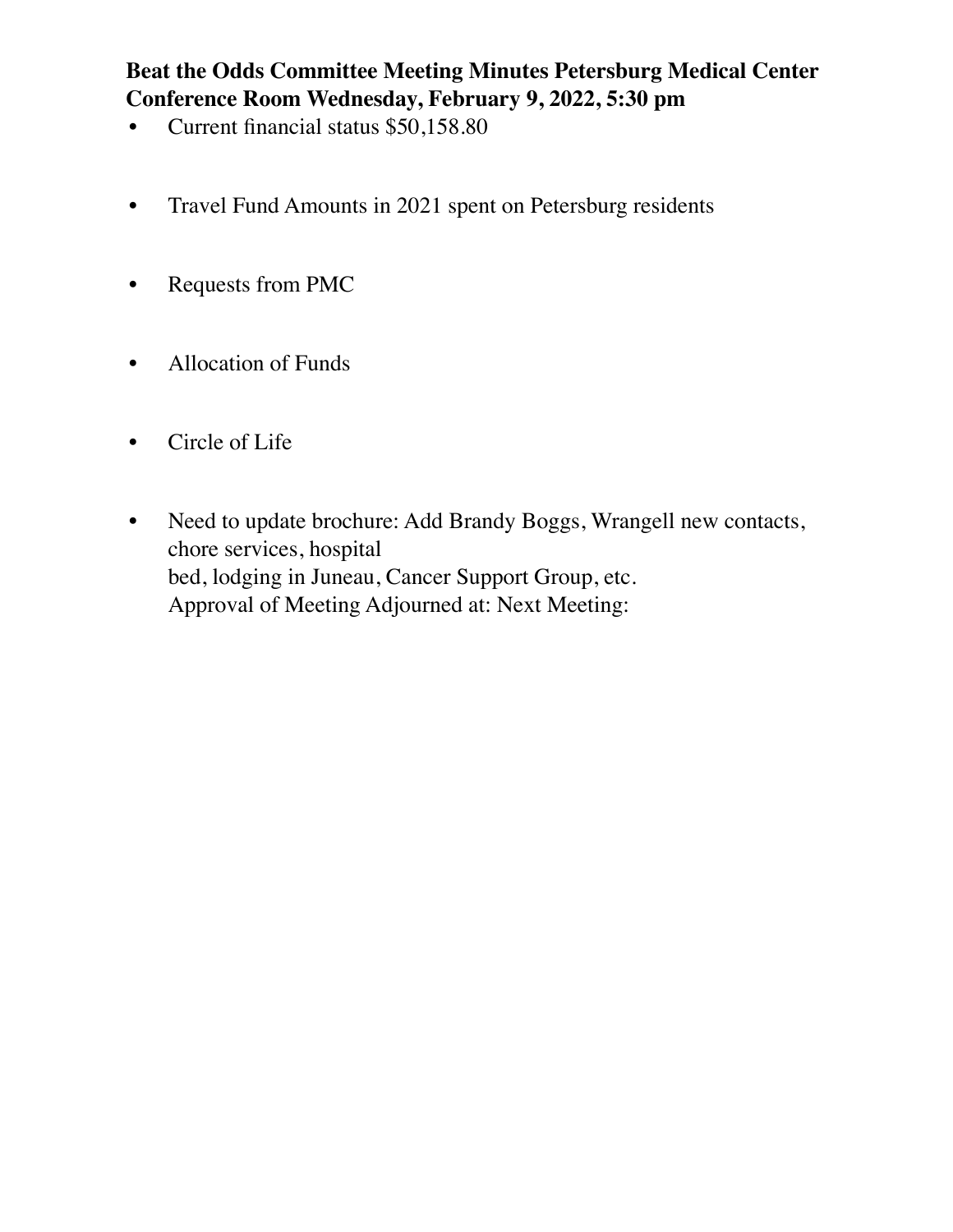**Beat the Odds Committee Meeting Minutes Petersburg Medical Center Conference Room Wednesday, February 9, 2022, 5:30 pm**

- Current financial status $50,158.80
- Travel Fund Amounts in 2021 spent on Petersburg residents
- Requests from PMC
- Allocation of Funds
- Circle of Life
- Need to update brochure: Add Brandy Boggs, Wrangell new contacts, chore services, hospital bed, lodging in Juneau, Cancer Support Group, etc.
  Approval of Meeting Adjourned at: Next Meeting: